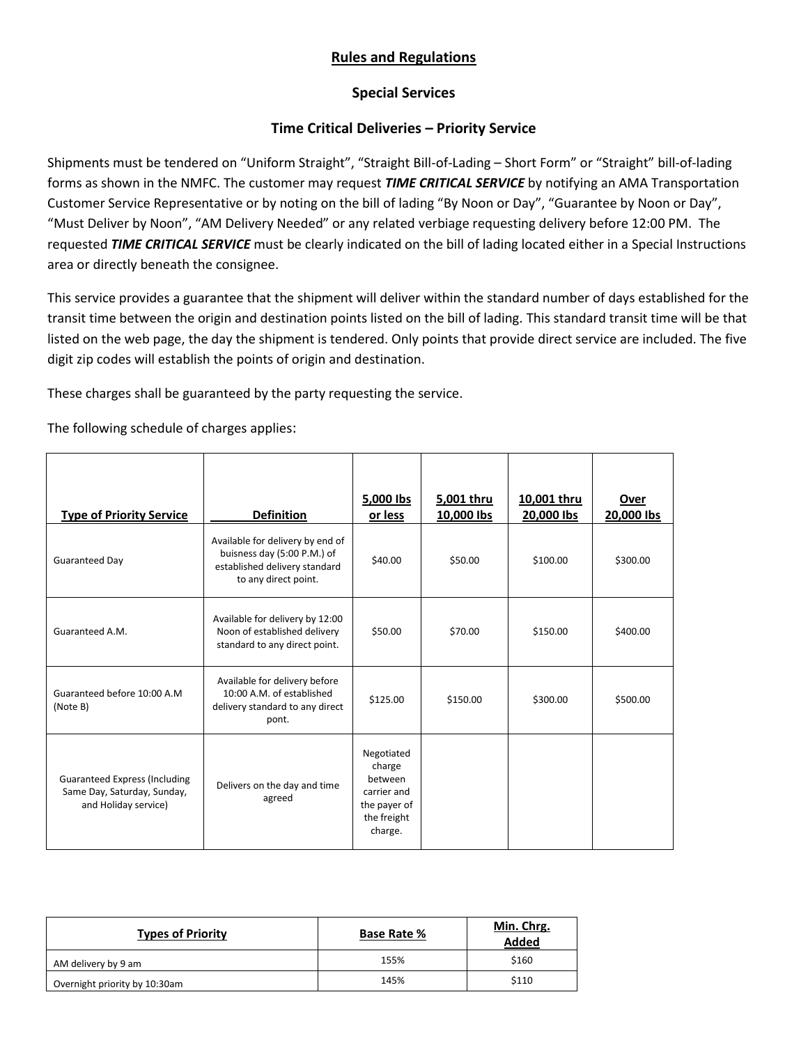## Rules and Regulations

### Special Services

### Time Critical Deliveries – Priority Service

Shipments must be tendered on "Uniform Straight", "Straight Bill-of-Lading – Short Form" or "Straight" bill-of-lading forms as shown in the NMFC. The customer may request ***TIME CRITICAL SERVICE*** by notifying an AMA Transportation Customer Service Representative or by noting on the bill of lading "By Noon or Day", "Guarantee by Noon or Day", "Must Deliver by Noon", "AM Delivery Needed" or any related verbiage requesting delivery before 12:00 PM. The requested ***TIME CRITICAL SERVICE*** must be clearly indicated on the bill of lading located either in a Special Instructions area or directly beneath the consignee.

This service provides a guarantee that the shipment will deliver within the standard number of days established for the transit time between the origin and destination points listed on the bill of lading. This standard transit time will be that listed on the web page, the day the shipment is tendered. Only points that provide direct service are included. The five digit zip codes will establish the points of origin and destination.

These charges shall be guaranteed by the party requesting the service.

The following schedule of charges applies:

| Type of Priority Service | Definition | 5,000 lbs or less | 5,001 thru 10,000 lbs | 10,001 thru 20,000 lbs | Over 20,000 lbs |
|---|---|---|---|---|---|
| Guaranteed Day | Available for delivery by end of buisness day (5:00 P.M.) of established delivery standard to any direct point. | $40.00 | $50.00 | $100.00 | $300.00 |
| Guaranteed A.M. | Available for delivery by 12:00 Noon of established delivery standard to any direct point. | $50.00 | $70.00 | $150.00 | $400.00 |
| Guaranteed before 10:00 A.M (Note B) | Available for delivery before 10:00 A.M. of established delivery standard to any direct pont. | $125.00 | $150.00 | $300.00 | $500.00 |
| Guaranteed Express (Including Same Day, Saturday, Sunday, and Holiday service) | Delivers on the day and time agreed | Negotiated charge between carrier and the payer of the freight charge. | | | |

| Types of Priority | Base Rate % | Min. Chrg. Added |
|---|---|---|
| AM delivery by 9 am | 155% | $160 |
| Overnight priority by 10:30am | 145% | $110 |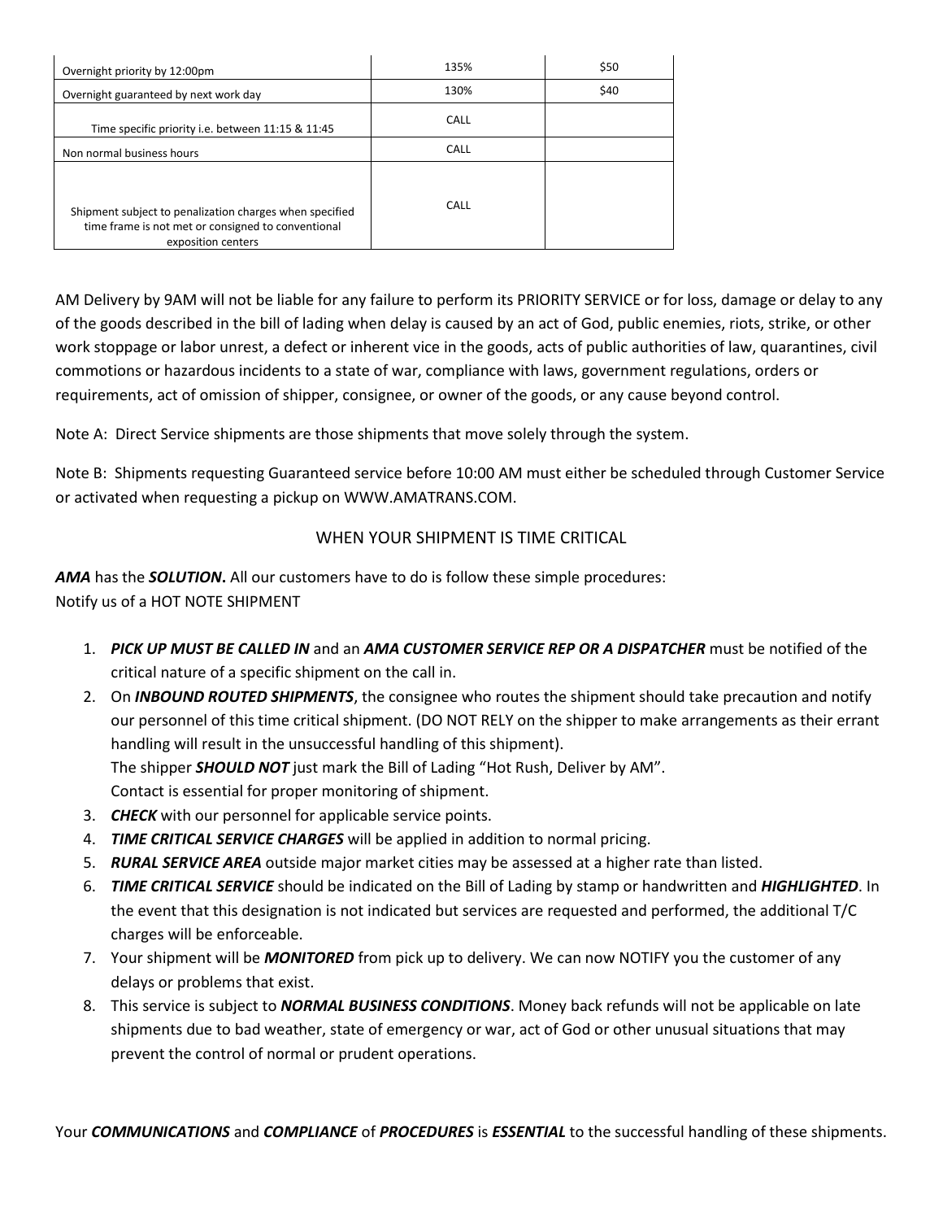| | | |
|---|---|---|
| Overnight priority by 12:00pm | 135% | $50 |
| Overnight guaranteed by next work day | 130% | $40 |
| Time specific priority i.e. between 11:15 & 11:45 | CALL | |
| Non normal business hours | CALL | |
| Shipment subject to penalization charges when specified time frame is not met or consigned to conventional exposition centers | CALL | |

AM Delivery by 9AM will not be liable for any failure to perform its PRIORITY SERVICE or for loss, damage or delay to any of the goods described in the bill of lading when delay is caused by an act of God, public enemies, riots, strike, or other work stoppage or labor unrest, a defect or inherent vice in the goods, acts of public authorities of law, quarantines, civil commotions or hazardous incidents to a state of war, compliance with laws, government regulations, orders or requirements, act of omission of shipper, consignee, or owner of the goods, or any cause beyond control.

Note A: Direct Service shipments are those shipments that move solely through the system.

Note B: Shipments requesting Guaranteed service before 10:00 AM must either be scheduled through Customer Service or activated when requesting a pickup on WWW.AMATRANS.COM.

## WHEN YOUR SHIPMENT IS TIME CRITICAL

***AMA*** has the ***SOLUTION*.** All our customers have to do is follow these simple procedures:
Notify us of a HOT NOTE SHIPMENT

1. ***PICK UP MUST BE CALLED IN*** and an ***AMA CUSTOMER SERVICE REP OR A DISPATCHER*** must be notified of the critical nature of a specific shipment on the call in.
2. On ***INBOUND ROUTED SHIPMENTS***, the consignee who routes the shipment should take precaution and notify our personnel of this time critical shipment. (DO NOT RELY on the shipper to make arrangements as their errant handling will result in the unsuccessful handling of this shipment).
   The shipper ***SHOULD NOT*** just mark the Bill of Lading "Hot Rush, Deliver by AM".
   Contact is essential for proper monitoring of shipment.
3. ***CHECK*** with our personnel for applicable service points.
4. ***TIME CRITICAL SERVICE CHARGES*** will be applied in addition to normal pricing.
5. ***RURAL SERVICE AREA*** outside major market cities may be assessed at a higher rate than listed.
6. ***TIME CRITICAL SERVICE*** should be indicated on the Bill of Lading by stamp or handwritten and ***HIGHLIGHTED***. In the event that this designation is not indicated but services are requested and performed, the additional T/C charges will be enforceable.
7. Your shipment will be ***MONITORED*** from pick up to delivery. We can now NOTIFY you the customer of any delays or problems that exist.
8. This service is subject to ***NORMAL BUSINESS CONDITIONS***. Money back refunds will not be applicable on late shipments due to bad weather, state of emergency or war, act of God or other unusual situations that may prevent the control of normal or prudent operations.

Your ***COMMUNICATIONS*** and ***COMPLIANCE*** of ***PROCEDURES*** is ***ESSENTIAL*** to the successful handling of these shipments.